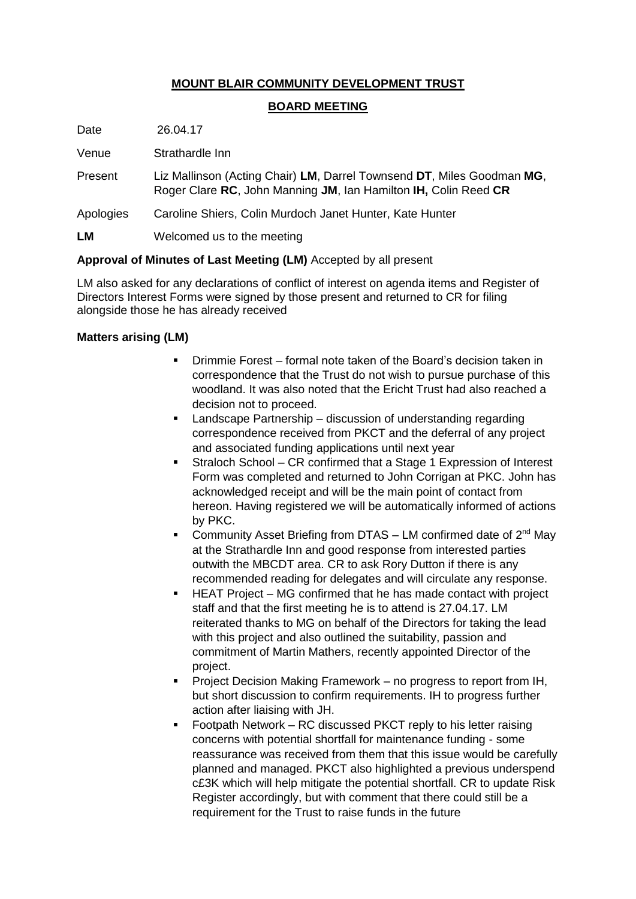**MOUNT BLAIR COMMUNITY DEVELOPMENT TRUST**

**BOARD MEETING**

Date 26.04.17

Venue Strathardle Inn

Present Liz Mallinson (Acting Chair) **LM**, Darrel Townsend **DT**, Miles Goodman **MG**, Roger Clare **RC**, John Manning **JM**, Ian Hamilton **IH,** Colin Reed **CR**

Apologies Caroline Shiers, Colin Murdoch Janet Hunter, Kate Hunter

**LM** Welcomed us to the meeting

**Approval of Minutes of Last Meeting (LM)** Accepted by all present

LM also asked for any declarations of conflict of interest on agenda items and Register of Directors Interest Forms were signed by those present and returned to CR for filing alongside those he has already received

**Matters arising (LM)**

- Drimmie Forest – formal note taken of the Board's decision taken in correspondence that the Trust do not wish to pursue purchase of this woodland. It was also noted that the Ericht Trust had also reached a decision not to proceed.
- Landscape Partnership – discussion of understanding regarding correspondence received from PKCT and the deferral of any project and associated funding applications until next year
- Straloch School – CR confirmed that a Stage 1 Expression of Interest Form was completed and returned to John Corrigan at PKC. John has acknowledged receipt and will be the main point of contact from hereon. Having registered we will be automatically informed of actions by PKC.
- Community Asset Briefing from DTAS – LM confirmed date of 2nd May at the Strathardle Inn and good response from interested parties outwith the MBCDT area. CR to ask Rory Dutton if there is any recommended reading for delegates and will circulate any response.
- HEAT Project – MG confirmed that he has made contact with project staff and that the first meeting he is to attend is 27.04.17. LM reiterated thanks to MG on behalf of the Directors for taking the lead with this project and also outlined the suitability, passion and commitment of Martin Mathers, recently appointed Director of the project.
- Project Decision Making Framework – no progress to report from IH, but short discussion to confirm requirements. IH to progress further action after liaising with JH.
- Footpath Network – RC discussed PKCT reply to his letter raising concerns with potential shortfall for maintenance funding - some reassurance was received from them that this issue would be carefully planned and managed. PKCT also highlighted a previous underspend c£3K which will help mitigate the potential shortfall. CR to update Risk Register accordingly, but with comment that there could still be a requirement for the Trust to raise funds in the future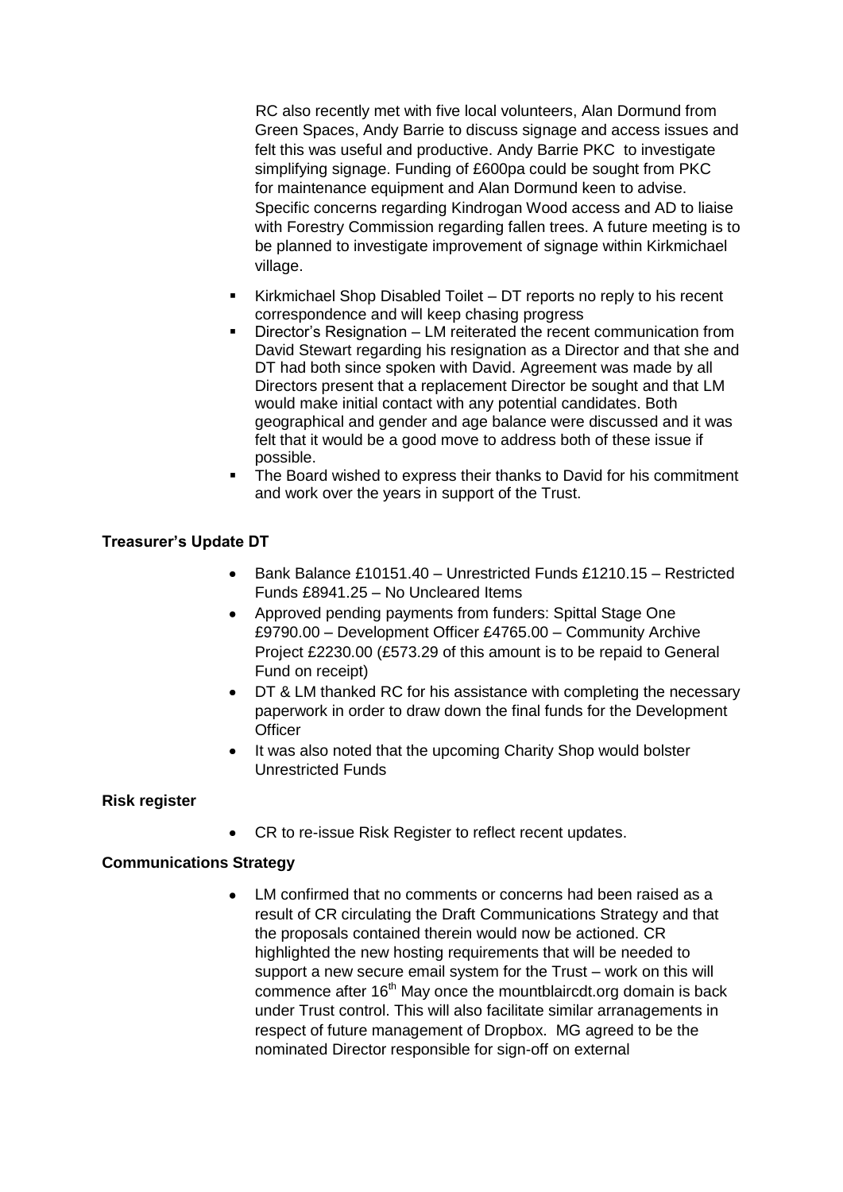RC also recently met with five local volunteers, Alan Dormund from Green Spaces, Andy Barrie to discuss signage and access issues and felt this was useful and productive. Andy Barrie PKC to investigate simplifying signage. Funding of £600pa could be sought from PKC for maintenance equipment and Alan Dormund keen to advise. Specific concerns regarding Kindrogan Wood access and AD to liaise with Forestry Commission regarding fallen trees. A future meeting is to be planned to investigate improvement of signage within Kirkmichael village.

- Kirkmichael Shop Disabled Toilet – DT reports no reply to his recent correspondence and will keep chasing progress
- Director's Resignation – LM reiterated the recent communication from David Stewart regarding his resignation as a Director and that she and DT had both since spoken with David. Agreement was made by all Directors present that a replacement Director be sought and that LM would make initial contact with any potential candidates. Both geographical and gender and age balance were discussed and it was felt that it would be a good move to address both of these issue if possible.
- The Board wished to express their thanks to David for his commitment and work over the years in support of the Trust.

**Treasurer's Update DT**

- Bank Balance £10151.40 – Unrestricted Funds £1210.15 – Restricted Funds £8941.25 – No Uncleared Items
- Approved pending payments from funders: Spittal Stage One £9790.00 – Development Officer £4765.00 – Community Archive Project £2230.00 (£573.29 of this amount is to be repaid to General Fund on receipt)
- DT & LM thanked RC for his assistance with completing the necessary paperwork in order to draw down the final funds for the Development Officer
- It was also noted that the upcoming Charity Shop would bolster Unrestricted Funds

**Risk register**

- CR to re-issue Risk Register to reflect recent updates.

**Communications Strategy**

- LM confirmed that no comments or concerns had been raised as a result of CR circulating the Draft Communications Strategy and that the proposals contained therein would now be actioned. CR highlighted the new hosting requirements that will be needed to support a new secure email system for the Trust – work on this will commence after 16th May once the mountblaircdt.org domain is back under Trust control. This will also facilitate similar arranagements in respect of future management of Dropbox. MG agreed to be the nominated Director responsible for sign-off on external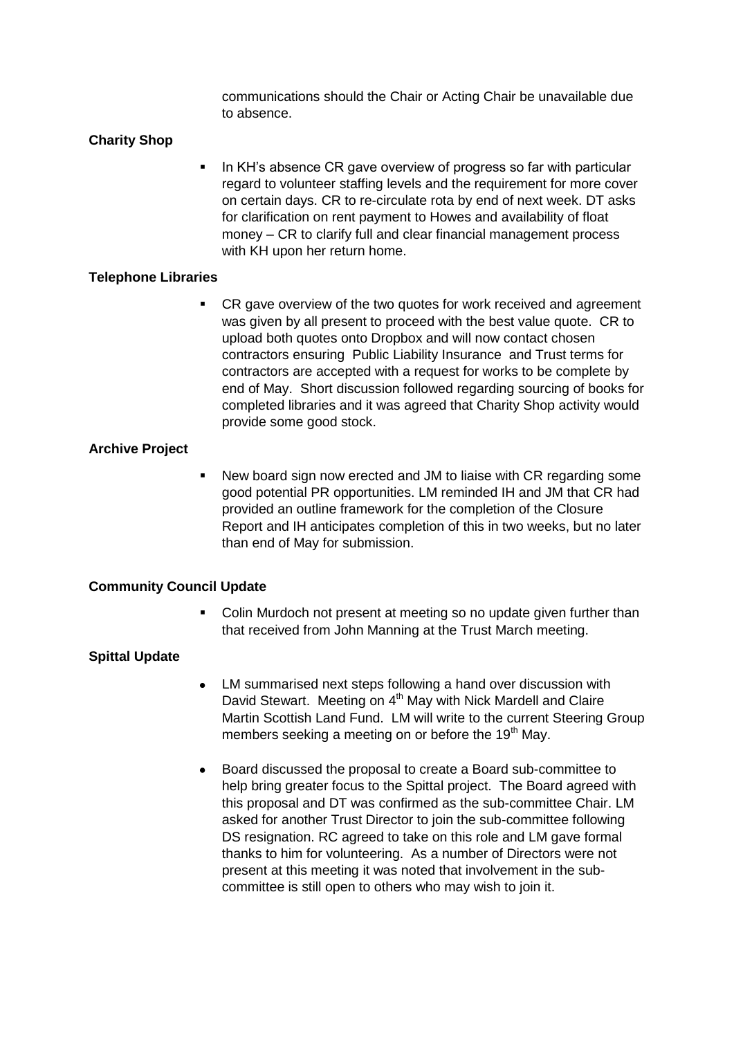communications should the Chair or Acting Chair be unavailable due to absence.

**Charity Shop**

- In KH's absence CR gave overview of progress so far with particular regard to volunteer staffing levels and the requirement for more cover on certain days. CR to re-circulate rota by end of next week. DT asks for clarification on rent payment to Howes and availability of float money – CR to clarify full and clear financial management process with KH upon her return home.

**Telephone Libraries**

- CR gave overview of the two quotes for work received and agreement was given by all present to proceed with the best value quote. CR to upload both quotes onto Dropbox and will now contact chosen contractors ensuring Public Liability Insurance and Trust terms for contractors are accepted with a request for works to be complete by end of May. Short discussion followed regarding sourcing of books for completed libraries and it was agreed that Charity Shop activity would provide some good stock.

**Archive Project**

- New board sign now erected and JM to liaise with CR regarding some good potential PR opportunities. LM reminded IH and JM that CR had provided an outline framework for the completion of the Closure Report and IH anticipates completion of this in two weeks, but no later than end of May for submission.

**Community Council Update**

- Colin Murdoch not present at meeting so no update given further than that received from John Manning at the Trust March meeting.

**Spittal Update**

- LM summarised next steps following a hand over discussion with David Stewart. Meeting on 4th May with Nick Mardell and Claire Martin Scottish Land Fund. LM will write to the current Steering Group members seeking a meeting on or before the 19th May.
- Board discussed the proposal to create a Board sub-committee to help bring greater focus to the Spittal project. The Board agreed with this proposal and DT was confirmed as the sub-committee Chair. LM asked for another Trust Director to join the sub-committee following DS resignation. RC agreed to take on this role and LM gave formal thanks to him for volunteering. As a number of Directors were not present at this meeting it was noted that involvement in the sub-committee is still open to others who may wish to join it.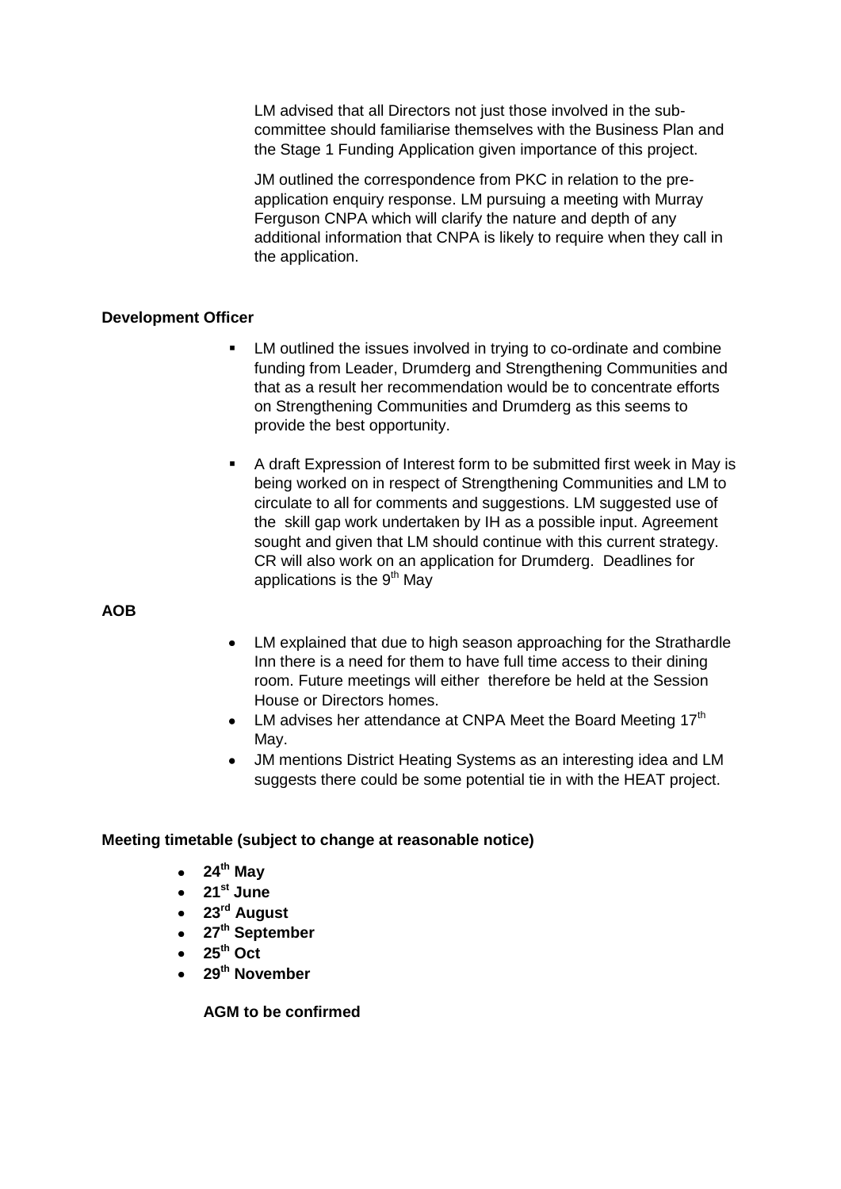LM advised that all Directors not just those involved in the sub-committee should familiarise themselves with the Business Plan and the Stage 1 Funding Application given importance of this project.

JM outlined the correspondence from PKC in relation to the pre-application enquiry response. LM pursuing a meeting with Murray Ferguson CNPA which will clarify the nature and depth of any additional information that CNPA is likely to require when they call in the application.

**Development Officer**

- LM outlined the issues involved in trying to co-ordinate and combine funding from Leader, Drumderg and Strengthening Communities and that as a result her recommendation would be to concentrate efforts on Strengthening Communities and Drumderg as this seems to provide the best opportunity.
- A draft Expression of Interest form to be submitted first week in May is being worked on in respect of Strengthening Communities and LM to circulate to all for comments and suggestions. LM suggested use of the skill gap work undertaken by IH as a possible input. Agreement sought and given that LM should continue with this current strategy. CR will also work on an application for Drumderg. Deadlines for applications is the 9th May

**AOB**

- LM explained that due to high season approaching for the Strathardle Inn there is a need for them to have full time access to their dining room. Future meetings will either therefore be held at the Session House or Directors homes.
- LM advises her attendance at CNPA Meet the Board Meeting 17th May.
- JM mentions District Heating Systems as an interesting idea and LM suggests there could be some potential tie in with the HEAT project.

**Meeting timetable (subject to change at reasonable notice)**

- **24th May**
- **21st June**
- **23rd August**
- **27th September**
- **25th Oct**
- **29th November**

**AGM to be confirmed**